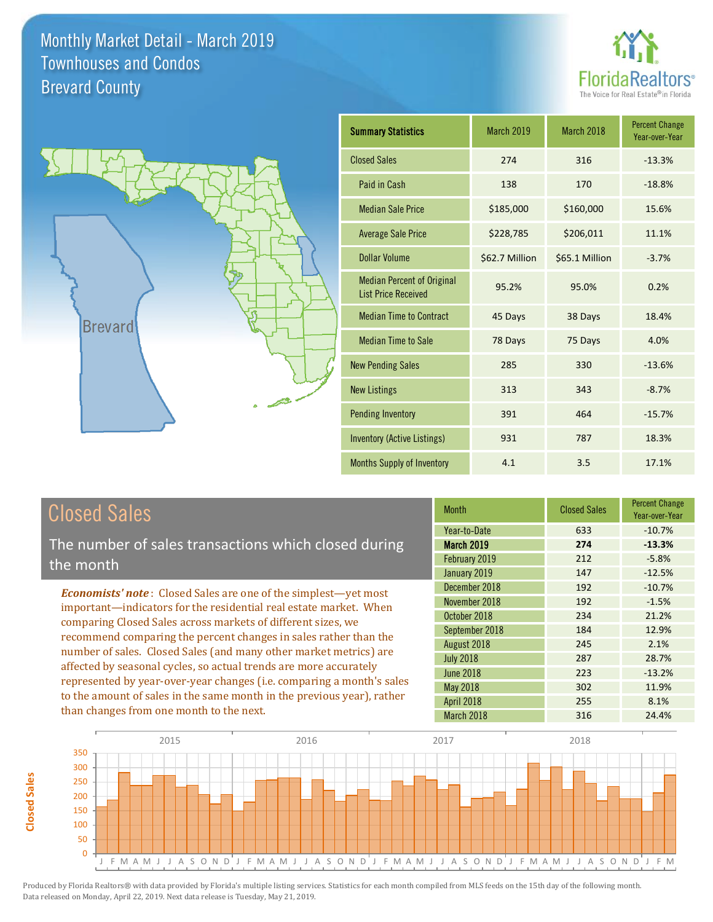# Monthly Market Detail - March 2019
## Townhouses and Condos
## Brevard County

| Summary Statistics | March 2019 | March 2018 | Percent Change Year-over-Year |
|---|---|---|---|
| Closed Sales | 274 | 316 | -13.3% |
| Paid in Cash | 138 | 170 | -18.8% |
| Median Sale Price | $185,000 | $160,000 | 15.6% |
| Average Sale Price | $228,785 | $206,011 | 11.1% |
| Dollar Volume | $62.7 Million | $65.1 Million | -3.7% |
| Median Percent of Original List Price Received | 95.2% | 95.0% | 0.2% |
| Median Time to Contract | 45 Days | 38 Days | 18.4% |
| Median Time to Sale | 78 Days | 75 Days | 4.0% |
| New Pending Sales | 285 | 330 | -13.6% |
| New Listings | 313 | 343 | -8.7% |
| Pending Inventory | 391 | 464 | -15.7% |
| Inventory (Active Listings) | 931 | 787 | 18.3% |
| Months Supply of Inventory | 4.1 | 3.5 | 17.1% |

## Closed Sales

The number of sales transactions which closed during the month

***Economists' note***: Closed Sales are one of the simplest—yet most important—indicators for the residential real estate market. When comparing Closed Sales across markets of different sizes, we recommend comparing the percent changes in sales rather than the number of sales. Closed Sales (and many other market metrics) are affected by seasonal cycles, so actual trends are more accurately represented by year-over-year changes (i.e. comparing a month's sales to the amount of sales in the same month in the previous year), rather than changes from one month to the next.

| Month | Closed Sales | Percent Change Year-over-Year |
|---|---|---|
| Year-to-Date | 633 | -10.7% |
| **March 2019** | **274** | **-13.3%** |
| February 2019 | 212 | -5.8% |
| January 2019 | 147 | -12.5% |
| December 2018 | 192 | -10.7% |
| November 2018 | 192 | -1.5% |
| October 2018 | 234 | 21.2% |
| September 2018 | 184 | 12.9% |
| August 2018 | 245 | 2.1% |
| July 2018 | 287 | 28.7% |
| June 2018 | 223 | -13.2% |
| May 2018 | 302 | 11.9% |
| April 2018 | 255 | 8.1% |
| March 2018 | 316 | 24.4% |

Produced by Florida Realtors® with data provided by Florida's multiple listing services. Statistics for each month compiled from MLS feeds on the 15th day of the following month. Data released on Monday, April 22, 2019. Next data release is Tuesday, May 21, 2019.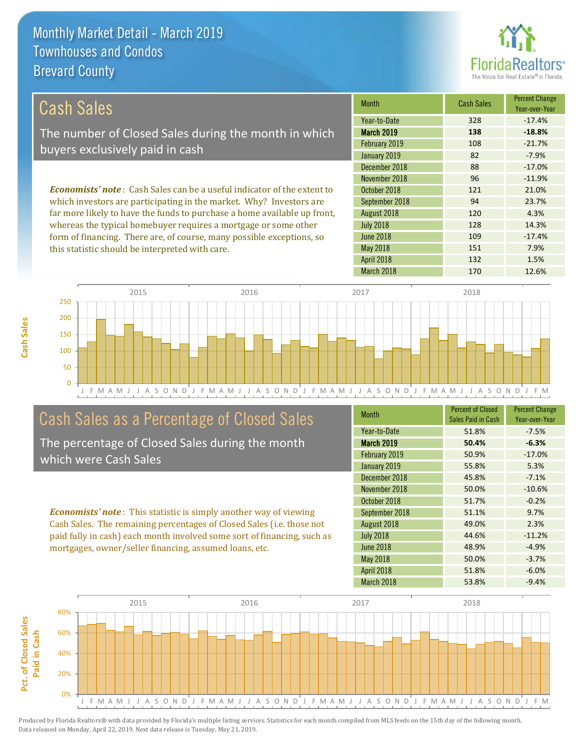# Monthly Market Detail - March 2019
## Townhouses and Condos
## Brevard County

## Cash Sales

The number of Closed Sales during the month in which buyers exclusively paid in cash

*Economists' note*: Cash Sales can be a useful indicator of the extent to which investors are participating in the market. Why? Investors are far more likely to have the funds to purchase a home available up front, whereas the typical homebuyer requires a mortgage or some other form of financing. There are, of course, many possible exceptions, so this statistic should be interpreted with care.

| Month | Cash Sales | Percent Change Year-over-Year |
|---|---|---|
| Year-to-Date | 328 | -17.4% |
| **March 2019** | **138** | **-18.8%** |
| February 2019 | 108 | -21.7% |
| January 2019 | 82 | -7.9% |
| December 2018 | 88 | -17.0% |
| November 2018 | 96 | -11.9% |
| October 2018 | 121 | 21.0% |
| September 2018 | 94 | 23.7% |
| August 2018 | 120 | 4.3% |
| July 2018 | 128 | 14.3% |
| June 2018 | 109 | -17.4% |
| May 2018 | 151 | 7.9% |
| April 2018 | 132 | 1.5% |
| March 2018 | 170 | 12.6% |

## Cash Sales as a Percentage of Closed Sales

The percentage of Closed Sales during the month which were Cash Sales

*Economists' note*: This statistic is simply another way of viewing Cash Sales. The remaining percentages of Closed Sales (i.e. those not paid fully in cash) each month involved some sort of financing, such as mortgages, owner/seller financing, assumed loans, etc.

| Month | Percent of Closed Sales Paid in Cash | Percent Change Year-over-Year |
|---|---|---|
| Year-to-Date | 51.8% | -7.5% |
| **March 2019** | **50.4%** | **-6.3%** |
| February 2019 | 50.9% | -17.0% |
| January 2019 | 55.8% | 5.3% |
| December 2018 | 45.8% | -7.1% |
| November 2018 | 50.0% | -10.6% |
| October 2018 | 51.7% | -0.2% |
| September 2018 | 51.1% | 9.7% |
| August 2018 | 49.0% | 2.3% |
| July 2018 | 44.6% | -11.2% |
| June 2018 | 48.9% | -4.9% |
| May 2018 | 50.0% | -3.7% |
| April 2018 | 51.8% | -6.0% |
| March 2018 | 53.8% | -9.4% |

Produced by Florida Realtors® with data provided by Florida's multiple listing services. Statistics for each month compiled from MLS feeds on the 15th day of the following month. Data released on Monday, April 22, 2019. Next data release is Tuesday, May 21, 2019.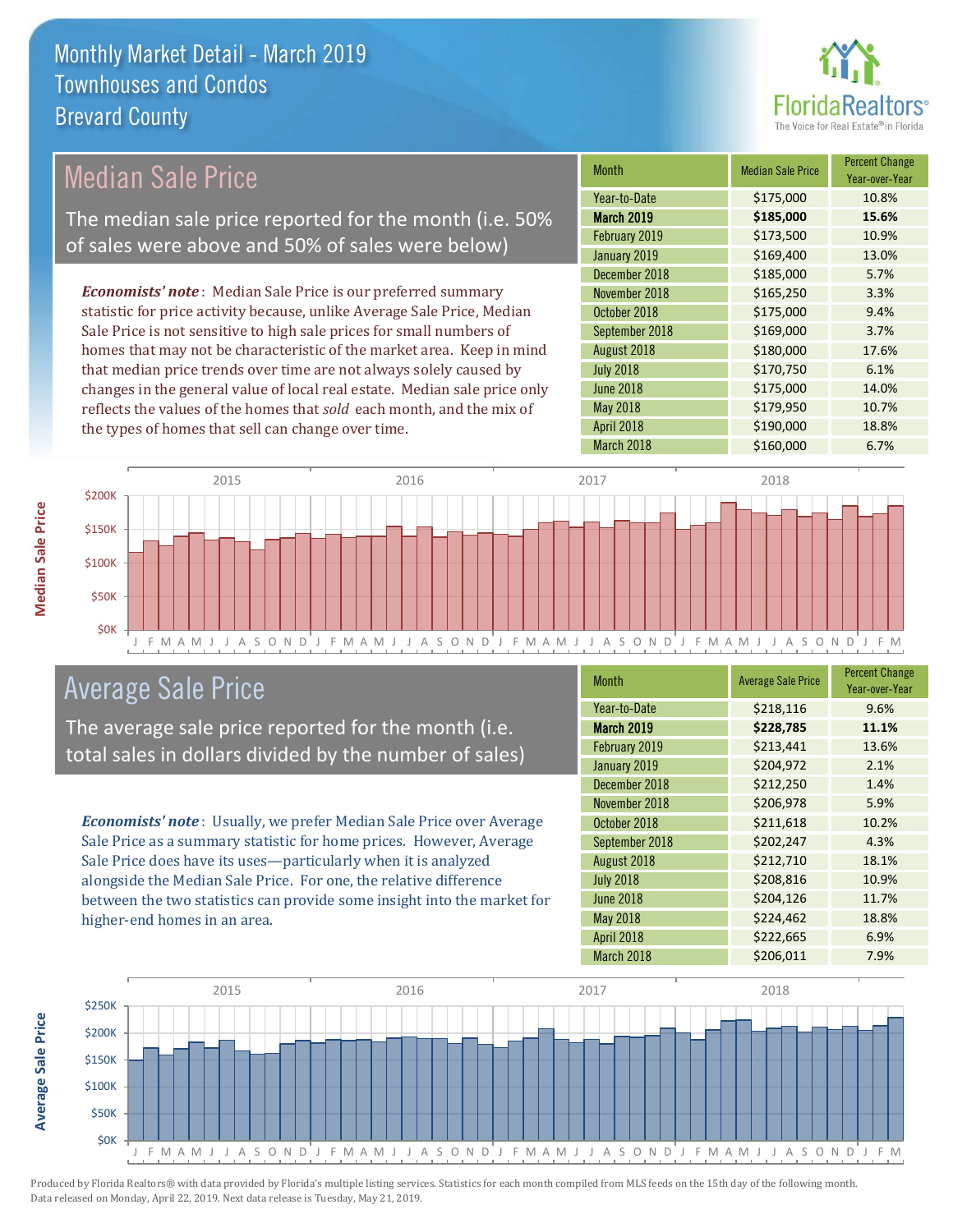# Monthly Market Detail - March 2019
## Townhouses and Condos
## Brevard County

## Median Sale Price

The median sale price reported for the month (i.e. 50% of sales were above and 50% of sales were below)

***Economists' note***: Median Sale Price is our preferred summary statistic for price activity because, unlike Average Sale Price, Median Sale Price is not sensitive to high sale prices for small numbers of homes that may not be characteristic of the market area. Keep in mind that median price trends over time are not always solely caused by changes in the general value of local real estate. Median sale price only reflects the values of the homes that *sold* each month, and the mix of the types of homes that sell can change over time.

| Month | Median Sale Price | Percent Change Year-over-Year |
|---|---|---|
| Year-to-Date | $175,000 | 10.8% |
| **March 2019** | **$185,000** | **15.6%** |
| February 2019 | $173,500 | 10.9% |
| January 2019 | $169,400 | 13.0% |
| December 2018 | $185,000 | 5.7% |
| November 2018 | $165,250 | 3.3% |
| October 2018 | $175,000 | 9.4% |
| September 2018 | $169,000 | 3.7% |
| August 2018 | $180,000 | 17.6% |
| July 2018 | $170,750 | 6.1% |
| June 2018 | $175,000 | 14.0% |
| May 2018 | $179,950 | 10.7% |
| April 2018 | $190,000 | 18.8% |
| March 2018 | $160,000 | 6.7% |

## Average Sale Price

The average sale price reported for the month (i.e. total sales in dollars divided by the number of sales)

***Economists' note***: Usually, we prefer Median Sale Price over Average Sale Price as a summary statistic for home prices. However, Average Sale Price does have its uses—particularly when it is analyzed alongside the Median Sale Price. For one, the relative difference between the two statistics can provide some insight into the market for higher-end homes in an area.

| Month | Average Sale Price | Percent Change Year-over-Year |
|---|---|---|
| Year-to-Date | $218,116 | 9.6% |
| **March 2019** | **$228,785** | **11.1%** |
| February 2019 | $213,441 | 13.6% |
| January 2019 | $204,972 | 2.1% |
| December 2018 | $212,250 | 1.4% |
| November 2018 | $206,978 | 5.9% |
| October 2018 | $211,618 | 10.2% |
| September 2018 | $202,247 | 4.3% |
| August 2018 | $212,710 | 18.1% |
| July 2018 | $208,816 | 10.9% |
| June 2018 | $204,126 | 11.7% |
| May 2018 | $224,462 | 18.8% |
| April 2018 | $222,665 | 6.9% |
| March 2018 | $206,011 | 7.9% |

Produced by Florida Realtors® with data provided by Florida's multiple listing services. Statistics for each month compiled from MLS feeds on the 15th day of the following month. Data released on Monday, April 22, 2019. Next data release is Tuesday, May 21, 2019.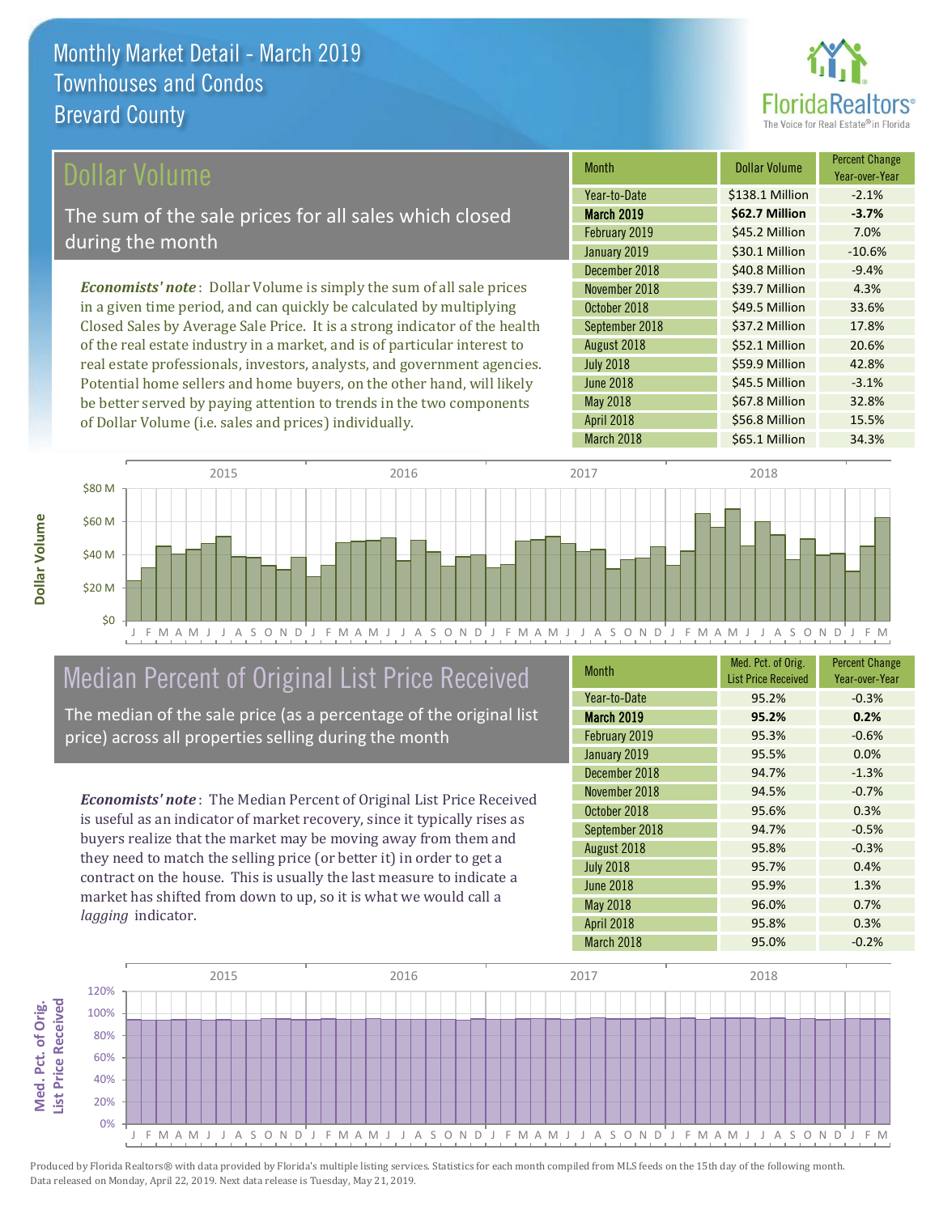## Dollar Volume

The sum of the sale prices for all sales which closed during the month

*Economists' note*: Dollar Volume is simply the sum of all sale prices in a given time period, and can quickly be calculated by multiplying Closed Sales by Average Sale Price. It is a strong indicator of the health of the real estate industry in a market, and is of particular interest to real estate professionals, investors, analysts, and government agencies. Potential home sellers and home buyers, on the other hand, will likely be better served by paying attention to trends in the two components of Dollar Volume (i.e. sales and prices) individually.

| Month | Dollar Volume | Percent Change Year-over-Year |
|---|---|---|
| Year-to-Date | $138.1 Million | -2.1% |
| **March 2019** | **$62.7 Million** | **-3.7%** |
| February 2019 | $45.2 Million | 7.0% |
| January 2019 | $30.1 Million | -10.6% |
| December 2018 | $40.8 Million | -9.4% |
| November 2018 | $39.7 Million | 4.3% |
| October 2018 | $49.5 Million | 33.6% |
| September 2018 | $37.2 Million | 17.8% |
| August 2018 | $52.1 Million | 20.6% |
| July 2018 | $59.9 Million | 42.8% |
| June 2018 | $45.5 Million | -3.1% |
| May 2018 | $67.8 Million | 32.8% |
| April 2018 | $56.8 Million | 15.5% |
| March 2018 | $65.1 Million | 34.3% |

## Median Percent of Original List Price Received

The median of the sale price (as a percentage of the original list price) across all properties selling during the month

*Economists' note*: The Median Percent of Original List Price Received is useful as an indicator of market recovery, since it typically rises as buyers realize that the market may be moving away from them and they need to match the selling price (or better it) in order to get a contract on the house. This is usually the last measure to indicate a market has shifted from down to up, so it is what we would call a *lagging* indicator.

| Month | Med. Pct. of Orig. List Price Received | Percent Change Year-over-Year |
|---|---|---|
| Year-to-Date | 95.2% | -0.3% |
| **March 2019** | **95.2%** | **0.2%** |
| February 2019 | 95.3% | -0.6% |
| January 2019 | 95.5% | 0.0% |
| December 2018 | 94.7% | -1.3% |
| November 2018 | 94.5% | -0.7% |
| October 2018 | 95.6% | 0.3% |
| September 2018 | 94.7% | -0.5% |
| August 2018 | 95.8% | -0.3% |
| July 2018 | 95.7% | 0.4% |
| June 2018 | 95.9% | 1.3% |
| May 2018 | 96.0% | 0.7% |
| April 2018 | 95.8% | 0.3% |
| March 2018 | 95.0% | -0.2% |

Produced by Florida Realtors® with data provided by Florida's multiple listing services. Statistics for each month compiled from MLS feeds on the 15th day of the following month. Data released on Monday, April 22, 2019. Next data release is Tuesday, May 21, 2019.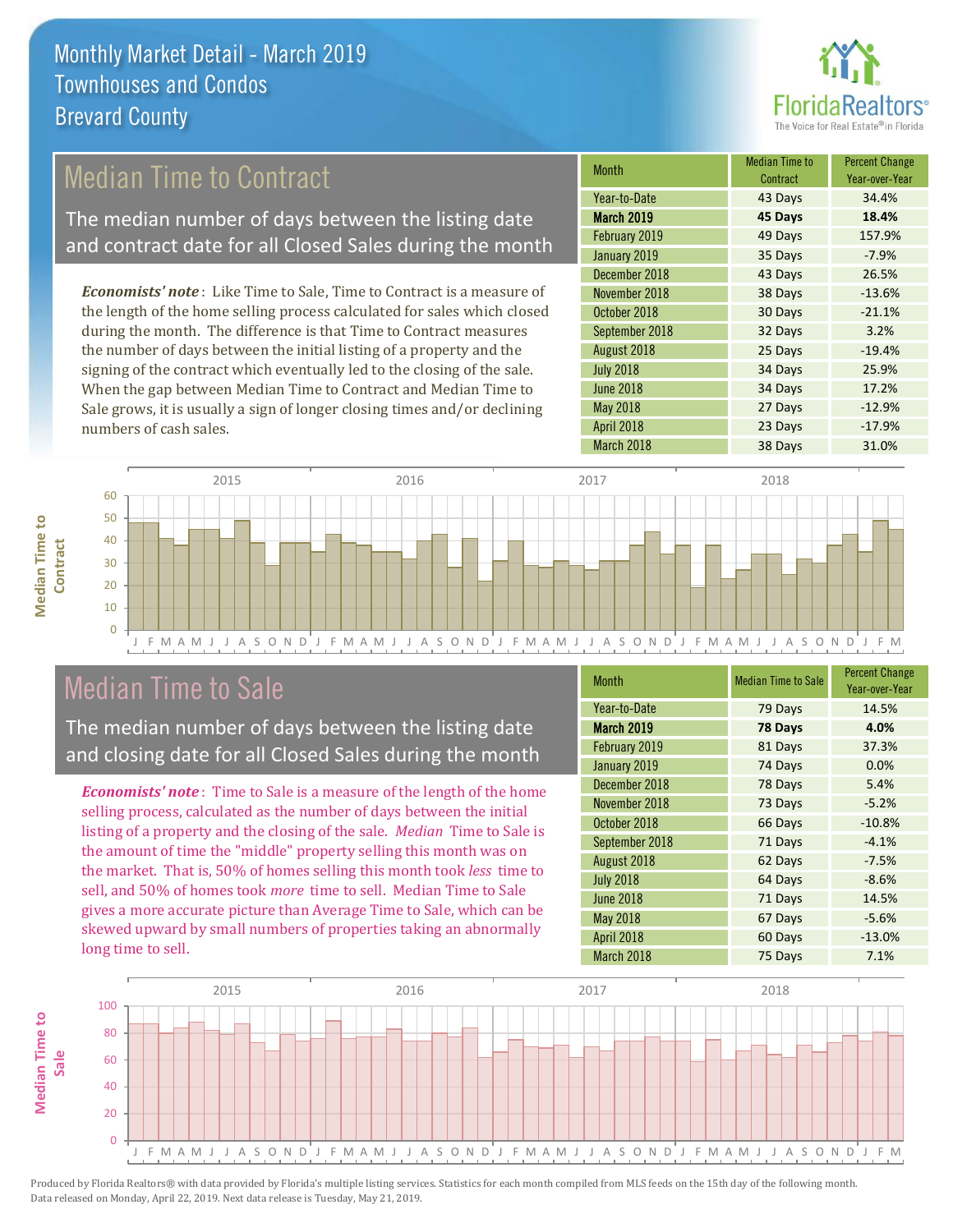# Monthly Market Detail - March 2019
## Townhouses and Condos
## Brevard County

## Median Time to Contract

The median number of days between the listing date and contract date for all Closed Sales during the month

***Economists' note***: Like Time to Sale, Time to Contract is a measure of the length of the home selling process calculated for sales which closed during the month. The difference is that Time to Contract measures the number of days between the initial listing of a property and the signing of the contract which eventually led to the closing of the sale. When the gap between Median Time to Contract and Median Time to Sale grows, it is usually a sign of longer closing times and/or declining numbers of cash sales.

| Month | Median Time to Contract | Percent Change Year-over-Year |
|---|---|---|
| Year-to-Date | 43 Days | 34.4% |
| **March 2019** | **45 Days** | **18.4%** |
| February 2019 | 49 Days | 157.9% |
| January 2019 | 35 Days | -7.9% |
| December 2018 | 43 Days | 26.5% |
| November 2018 | 38 Days | -13.6% |
| October 2018 | 30 Days | -21.1% |
| September 2018 | 32 Days | 3.2% |
| August 2018 | 25 Days | -19.4% |
| July 2018 | 34 Days | 25.9% |
| June 2018 | 34 Days | 17.2% |
| May 2018 | 27 Days | -12.9% |
| April 2018 | 23 Days | -17.9% |
| March 2018 | 38 Days | 31.0% |

## Median Time to Sale

The median number of days between the listing date and closing date for all Closed Sales during the month

***Economists' note***: Time to Sale is a measure of the length of the home selling process, calculated as the number of days between the initial listing of a property and the closing of the sale. *Median* Time to Sale is the amount of time the "middle" property selling this month was on the market. That is, 50% of homes selling this month took *less* time to sell, and 50% of homes took *more* time to sell. Median Time to Sale gives a more accurate picture than Average Time to Sale, which can be skewed upward by small numbers of properties taking an abnormally long time to sell.

| Month | Median Time to Sale | Percent Change Year-over-Year |
|---|---|---|
| Year-to-Date | 79 Days | 14.5% |
| **March 2019** | **78 Days** | **4.0%** |
| February 2019 | 81 Days | 37.3% |
| January 2019 | 74 Days | 0.0% |
| December 2018 | 78 Days | 5.4% |
| November 2018 | 73 Days | -5.2% |
| October 2018 | 66 Days | -10.8% |
| September 2018 | 71 Days | -4.1% |
| August 2018 | 62 Days | -7.5% |
| July 2018 | 64 Days | -8.6% |
| June 2018 | 71 Days | 14.5% |
| May 2018 | 67 Days | -5.6% |
| April 2018 | 60 Days | -13.0% |
| March 2018 | 75 Days | 7.1% |

Produced by Florida Realtors® with data provided by Florida's multiple listing services. Statistics for each month compiled from MLS feeds on the 15th day of the following month. Data released on Monday, April 22, 2019. Next data release is Tuesday, May 21, 2019.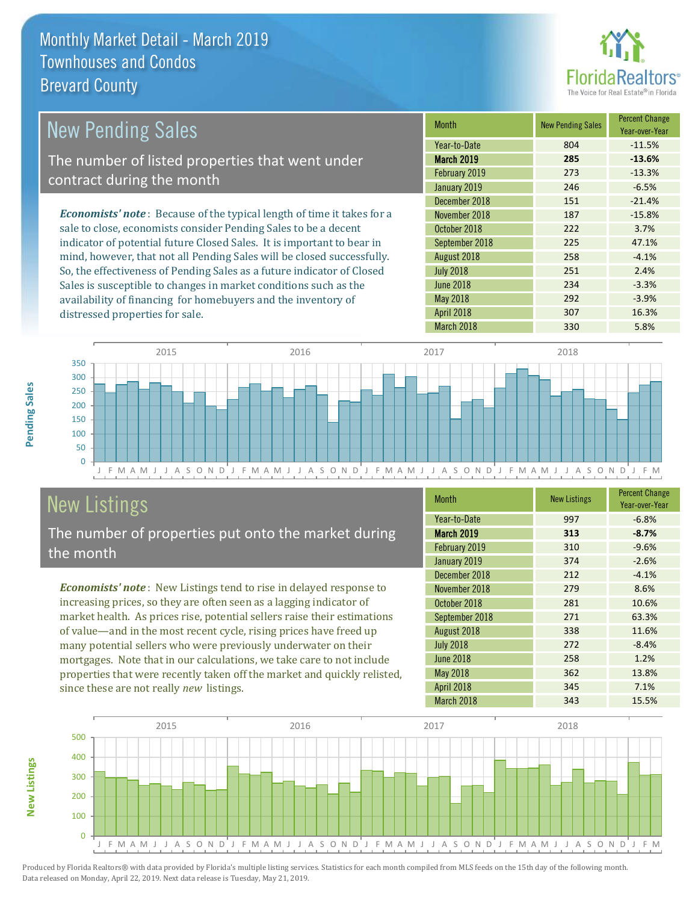# Monthly Market Detail - March 2019
## Townhouses and Condos
## Brevard County

## New Pending Sales

The number of listed properties that went under contract during the month

*Economists' note*: Because of the typical length of time it takes for a sale to close, economists consider Pending Sales to be a decent indicator of potential future Closed Sales. It is important to bear in mind, however, that not all Pending Sales will be closed successfully. So, the effectiveness of Pending Sales as a future indicator of Closed Sales is susceptible to changes in market conditions such as the availability of financing for homebuyers and the inventory of distressed properties for sale.

| Month | New Pending Sales | Percent Change Year-over-Year |
|---|---|---|
| Year-to-Date | 804 | -11.5% |
| **March 2019** | **285** | **-13.6%** |
| February 2019 | 273 | -13.3% |
| January 2019 | 246 | -6.5% |
| December 2018 | 151 | -21.4% |
| November 2018 | 187 | -15.8% |
| October 2018 | 222 | 3.7% |
| September 2018 | 225 | 47.1% |
| August 2018 | 258 | -4.1% |
| July 2018 | 251 | 2.4% |
| June 2018 | 234 | -3.3% |
| May 2018 | 292 | -3.9% |
| April 2018 | 307 | 16.3% |
| March 2018 | 330 | 5.8% |

## New Listings

The number of properties put onto the market during the month

*Economists' note*: New Listings tend to rise in delayed response to increasing prices, so they are often seen as a lagging indicator of market health. As prices rise, potential sellers raise their estimations of value—and in the most recent cycle, rising prices have freed up many potential sellers who were previously underwater on their mortgages. Note that in our calculations, we take care to not include properties that were recently taken off the market and quickly relisted, since these are not really *new* listings.

| Month | New Listings | Percent Change Year-over-Year |
|---|---|---|
| Year-to-Date | 997 | -6.8% |
| **March 2019** | **313** | **-8.7%** |
| February 2019 | 310 | -9.6% |
| January 2019 | 374 | -2.6% |
| December 2018 | 212 | -4.1% |
| November 2018 | 279 | 8.6% |
| October 2018 | 281 | 10.6% |
| September 2018 | 271 | 63.3% |
| August 2018 | 338 | 11.6% |
| July 2018 | 272 | -8.4% |
| June 2018 | 258 | 1.2% |
| May 2018 | 362 | 13.8% |
| April 2018 | 345 | 7.1% |
| March 2018 | 343 | 15.5% |

Produced by Florida Realtors® with data provided by Florida's multiple listing services. Statistics for each month compiled from MLS feeds on the 15th day of the following month. Data released on Monday, April 22, 2019. Next data release is Tuesday, May 21, 2019.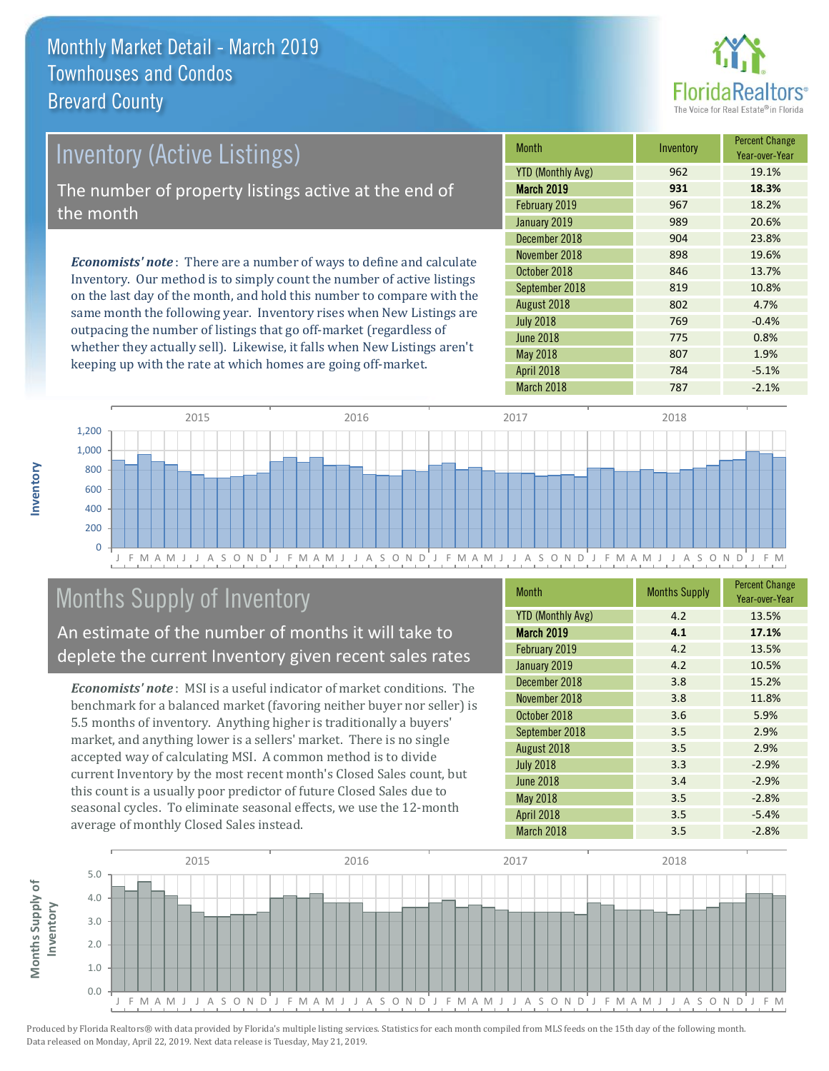# Monthly Market Detail - March 2019
## Townhouses and Condos
## Brevard County

## Inventory (Active Listings)

The number of property listings active at the end of the month

***Economists' note***: There are a number of ways to define and calculate Inventory. Our method is to simply count the number of active listings on the last day of the month, and hold this number to compare with the same month the following year. Inventory rises when New Listings are outpacing the number of listings that go off-market (regardless of whether they actually sell). Likewise, it falls when New Listings aren't keeping up with the rate at which homes are going off-market.

| Month | Inventory | Percent Change Year-over-Year |
|---|---|---|
| YTD (Monthly Avg) | 962 | 19.1% |
| **March 2019** | **931** | **18.3%** |
| February 2019 | 967 | 18.2% |
| January 2019 | 989 | 20.6% |
| December 2018 | 904 | 23.8% |
| November 2018 | 898 | 19.6% |
| October 2018 | 846 | 13.7% |
| September 2018 | 819 | 10.8% |
| August 2018 | 802 | 4.7% |
| July 2018 | 769 | -0.4% |
| June 2018 | 775 | 0.8% |
| May 2018 | 807 | 1.9% |
| April 2018 | 784 | -5.1% |
| March 2018 | 787 | -2.1% |

## Months Supply of Inventory

An estimate of the number of months it will take to deplete the current Inventory given recent sales rates

***Economists' note***: MSI is a useful indicator of market conditions. The benchmark for a balanced market (favoring neither buyer nor seller) is 5.5 months of inventory. Anything higher is traditionally a buyers' market, and anything lower is a sellers' market. There is no single accepted way of calculating MSI. A common method is to divide current Inventory by the most recent month's Closed Sales count, but this count is a usually poor predictor of future Closed Sales due to seasonal cycles. To eliminate seasonal effects, we use the 12-month average of monthly Closed Sales instead.

| Month | Months Supply | Percent Change Year-over-Year |
|---|---|---|
| YTD (Monthly Avg) | 4.2 | 13.5% |
| **March 2019** | **4.1** | **17.1%** |
| February 2019 | 4.2 | 13.5% |
| January 2019 | 4.2 | 10.5% |
| December 2018 | 3.8 | 15.2% |
| November 2018 | 3.8 | 11.8% |
| October 2018 | 3.6 | 5.9% |
| September 2018 | 3.5 | 2.9% |
| August 2018 | 3.5 | 2.9% |
| July 2018 | 3.3 | -2.9% |
| June 2018 | 3.4 | -2.9% |
| May 2018 | 3.5 | -2.8% |
| April 2018 | 3.5 | -5.4% |
| March 2018 | 3.5 | -2.8% |

Produced by Florida Realtors® with data provided by Florida's multiple listing services. Statistics for each month compiled from MLS feeds on the 15th day of the following month. Data released on Monday, April 22, 2019. Next data release is Tuesday, May 21, 2019.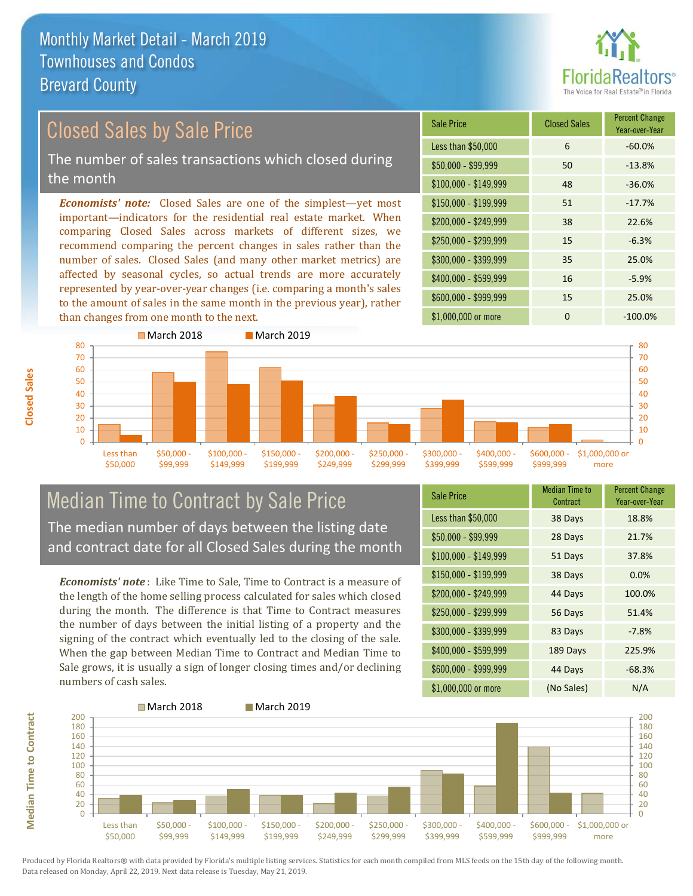# Monthly Market Detail - March 2019
## Townhouses and Condos
## Brevard County

## Closed Sales by Sale Price

The number of sales transactions which closed during the month

***Economists' note:*** Closed Sales are one of the simplest—yet most important—indicators for the residential real estate market. When comparing Closed Sales across markets of different sizes, we recommend comparing the percent changes in sales rather than the number of sales. Closed Sales (and many other market metrics) are affected by seasonal cycles, so actual trends are more accurately represented by year-over-year changes (i.e. comparing a month's sales to the amount of sales in the same month in the previous year), rather than changes from one month to the next.

| Sale Price | Closed Sales | Percent Change Year-over-Year |
|---|---|---|
| Less than $50,000 | 6 | -60.0% |
| $50,000 - $99,999 | 50 | -13.8% |
| $100,000 - $149,999 | 48 | -36.0% |
| $150,000 - $199,999 | 51 | -17.7% |
| $200,000 - $249,999 | 38 | 22.6% |
| $250,000 - $299,999 | 15 | -6.3% |
| $300,000 - $399,999 | 35 | 25.0% |
| $400,000 - $599,999 | 16 | -5.9% |
| $600,000 - $999,999 | 15 | 25.0% |
| $1,000,000 or more | 0 | -100.0% |

## Median Time to Contract by Sale Price

The median number of days between the listing date and contract date for all Closed Sales during the month

***Economists' note***: Like Time to Sale, Time to Contract is a measure of the length of the home selling process calculated for sales which closed during the month. The difference is that Time to Contract measures the number of days between the initial listing of a property and the signing of the contract which eventually led to the closing of the sale. When the gap between Median Time to Contract and Median Time to Sale grows, it is usually a sign of longer closing times and/or declining numbers of cash sales.

| Sale Price | Median Time to Contract | Percent Change Year-over-Year |
|---|---|---|
| Less than $50,000 | 38 Days | 18.8% |
| $50,000 - $99,999 | 28 Days | 21.7% |
| $100,000 - $149,999 | 51 Days | 37.8% |
| $150,000 - $199,999 | 38 Days | 0.0% |
| $200,000 - $249,999 | 44 Days | 100.0% |
| $250,000 - $299,999 | 56 Days | 51.4% |
| $300,000 - $399,999 | 83 Days | -7.8% |
| $400,000 - $599,999 | 189 Days | 225.9% |
| $600,000 - $999,999 | 44 Days | -68.3% |
| $1,000,000 or more | (No Sales) | N/A |

Produced by Florida Realtors® with data provided by Florida's multiple listing services. Statistics for each month compiled from MLS feeds on the 15th day of the following month. Data released on Monday, April 22, 2019. Next data release is Tuesday, May 21, 2019.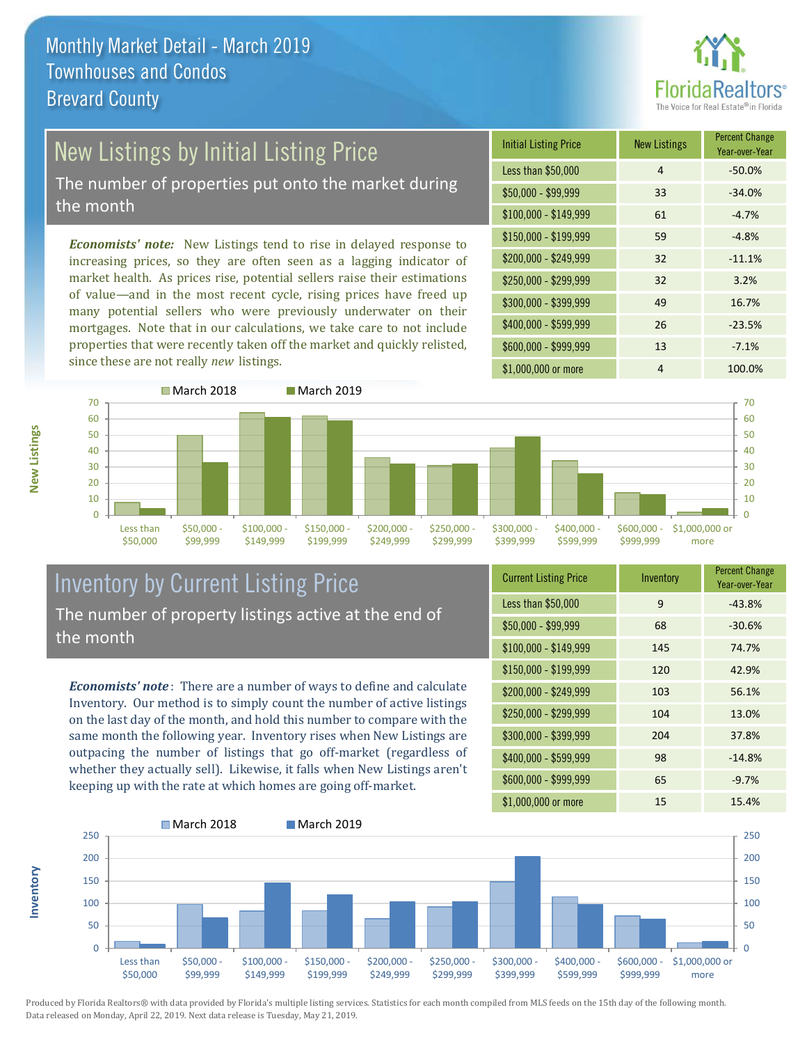# Monthly Market Detail - March 2019
## Townhouses and Condos
## Brevard County

## New Listings by Initial Listing Price

The number of properties put onto the market during the month

*Economists' note:* New Listings tend to rise in delayed response to increasing prices, so they are often seen as a lagging indicator of market health. As prices rise, potential sellers raise their estimations of value—and in the most recent cycle, rising prices have freed up many potential sellers who were previously underwater on their mortgages. Note that in our calculations, we take care to not include properties that were recently taken off the market and quickly relisted, since these are not really *new* listings.

| Initial Listing Price | New Listings | Percent Change Year-over-Year |
|---|---|---|
| Less than $50,000 | 4 | -50.0% |
| $50,000 - $99,999 | 33 | -34.0% |
| $100,000 - $149,999 | 61 | -4.7% |
| $150,000 - $199,999 | 59 | -4.8% |
| $200,000 - $249,999 | 32 | -11.1% |
| $250,000 - $299,999 | 32 | 3.2% |
| $300,000 - $399,999 | 49 | 16.7% |
| $400,000 - $599,999 | 26 | -23.5% |
| $600,000 - $999,999 | 13 | -7.1% |
| $1,000,000 or more | 4 | 100.0% |

## Inventory by Current Listing Price

The number of property listings active at the end of the month

*Economists' note*: There are a number of ways to define and calculate Inventory. Our method is to simply count the number of active listings on the last day of the month, and hold this number to compare with the same month the following year. Inventory rises when New Listings are outpacing the number of listings that go off-market (regardless of whether they actually sell). Likewise, it falls when New Listings aren't keeping up with the rate at which homes are going off-market.

| Current Listing Price | Inventory | Percent Change Year-over-Year |
|---|---|---|
| Less than $50,000 | 9 | -43.8% |
| $50,000 - $99,999 | 68 | -30.6% |
| $100,000 - $149,999 | 145 | 74.7% |
| $150,000 - $199,999 | 120 | 42.9% |
| $200,000 - $249,999 | 103 | 56.1% |
| $250,000 - $299,999 | 104 | 13.0% |
| $300,000 - $399,999 | 204 | 37.8% |
| $400,000 - $599,999 | 98 | -14.8% |
| $600,000 - $999,999 | 65 | -9.7% |
| $1,000,000 or more | 15 | 15.4% |

Produced by Florida Realtors® with data provided by Florida's multiple listing services. Statistics for each month compiled from MLS feeds on the 15th day of the following month. Data released on Monday, April 22, 2019. Next data release is Tuesday, May 21, 2019.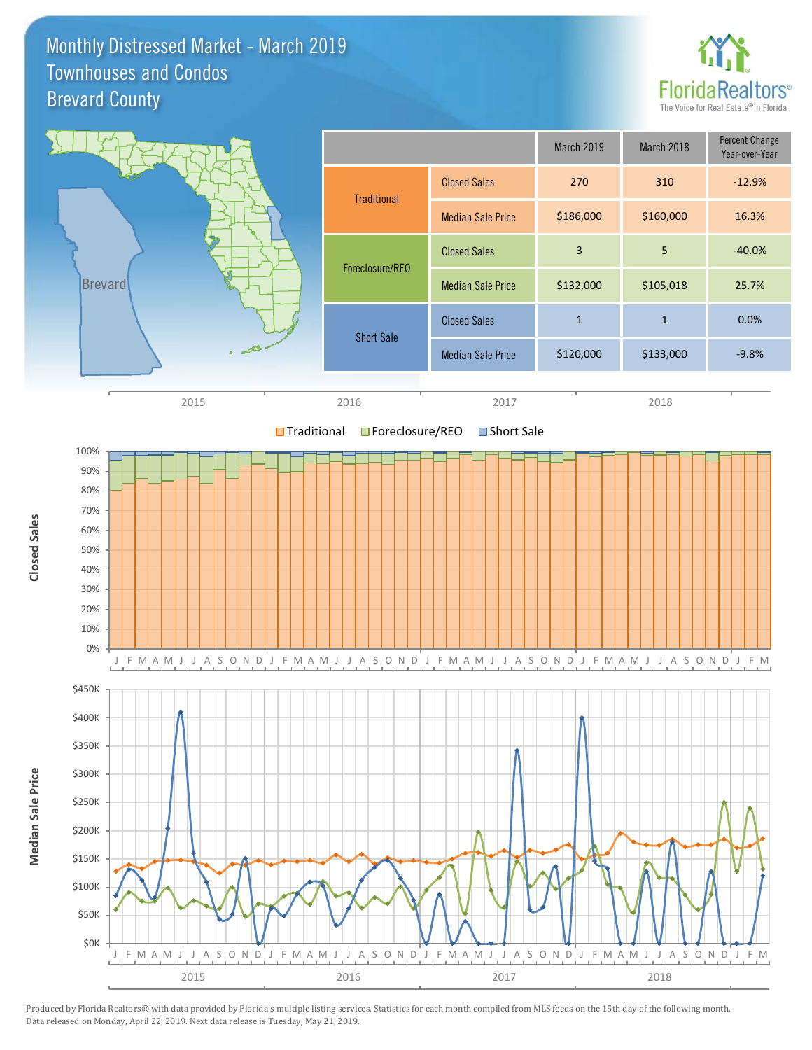# Monthly Distressed Market - March 2019
## Townhouses and Condos
## Brevard County

FloridaRealtors®
The Voice for Real Estate® in Florida

Brevard

| | | March 2019 | March 2018 | Percent Change Year-over-Year |
|---|---|---|---|---|
| Traditional | Closed Sales | 270 | 310 | -12.9% |
| | Median Sale Price | $186,000 | $160,000 | 16.3% |
| Foreclosure/REO | Closed Sales | 3 | 5 | -40.0% |
| | Median Sale Price | $132,000 | $105,018 | 25.7% |
| Short Sale | Closed Sales | 1 | 1 | 0.0% |
| | Median Sale Price | $120,000 | $133,000 | -9.8% |

2015 2016 2017 2018

Traditional Foreclosure/REO Short Sale

Closed Sales

100% 90% 80% 70% 60% 50% 40% 30% 20% 10% 0%

J F M A M J J A S O N D J F M A M J J A S O N D J F M A M J J A S O N D J F M A M J J A S O N D J F M

Median Sale Price

$450K $400K $350K $300K $250K $200K $150K $100K $50K $0K

J F M A M J J A S O N D J F M A M J J A S O N D J F M A M J J A S O N D J F M A M J J A S O N D J F M

2015 2016 2017 2018

Produced by Florida Realtors® with data provided by Florida's multiple listing services. Statistics for each month compiled from MLS feeds on the 15th day of the following month.
Data released on Monday, April 22, 2019. Next data release is Tuesday, May 21, 2019.